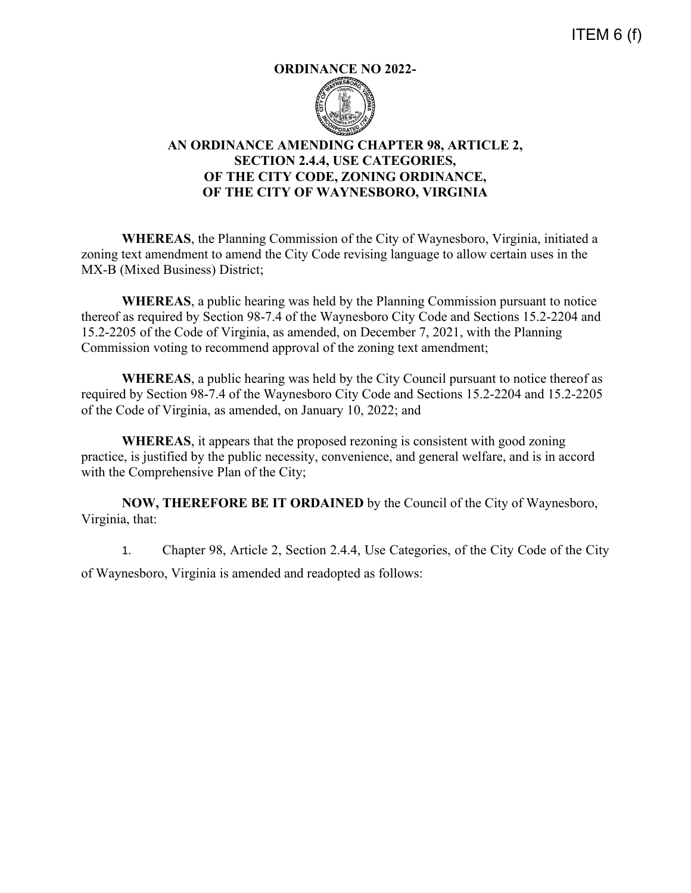ITEM 6 (f)

**ORDINANCE NO 2022-**

**AN ORDINANCE AMENDING CHAPTER 98, ARTICLE 2, SECTION 2.4.4, USE CATEGORIES, OF THE CITY CODE, ZONING ORDINANCE, OF THE CITY OF WAYNESBORO, VIRGINIA**

**WHEREAS**, the Planning Commission of the City of Waynesboro, Virginia, initiated a zoning text amendment to amend the City Code revising language to allow certain uses in the MX-B (Mixed Business) District;

**WHEREAS**, a public hearing was held by the Planning Commission pursuant to notice thereof as required by Section 98-7.4 of the Waynesboro City Code and Sections 15.2-2204 and 15.2-2205 of the Code of Virginia, as amended, on December 7, 2021, with the Planning Commission voting to recommend approval of the zoning text amendment;

**WHEREAS**, a public hearing was held by the City Council pursuant to notice thereof as required by Section 98-7.4 of the Waynesboro City Code and Sections 15.2-2204 and 15.2-2205 of the Code of Virginia, as amended, on January 10, 2022; and

**WHEREAS**, it appears that the proposed rezoning is consistent with good zoning practice, is justified by the public necessity, convenience, and general welfare, and is in accord with the Comprehensive Plan of the City;

**NOW, THEREFORE BE IT ORDAINED** by the Council of the City of Waynesboro, Virginia, that:

1. Chapter 98, Article 2, Section 2.4.4, Use Categories, of the City Code of the City of Waynesboro, Virginia is amended and readopted as follows: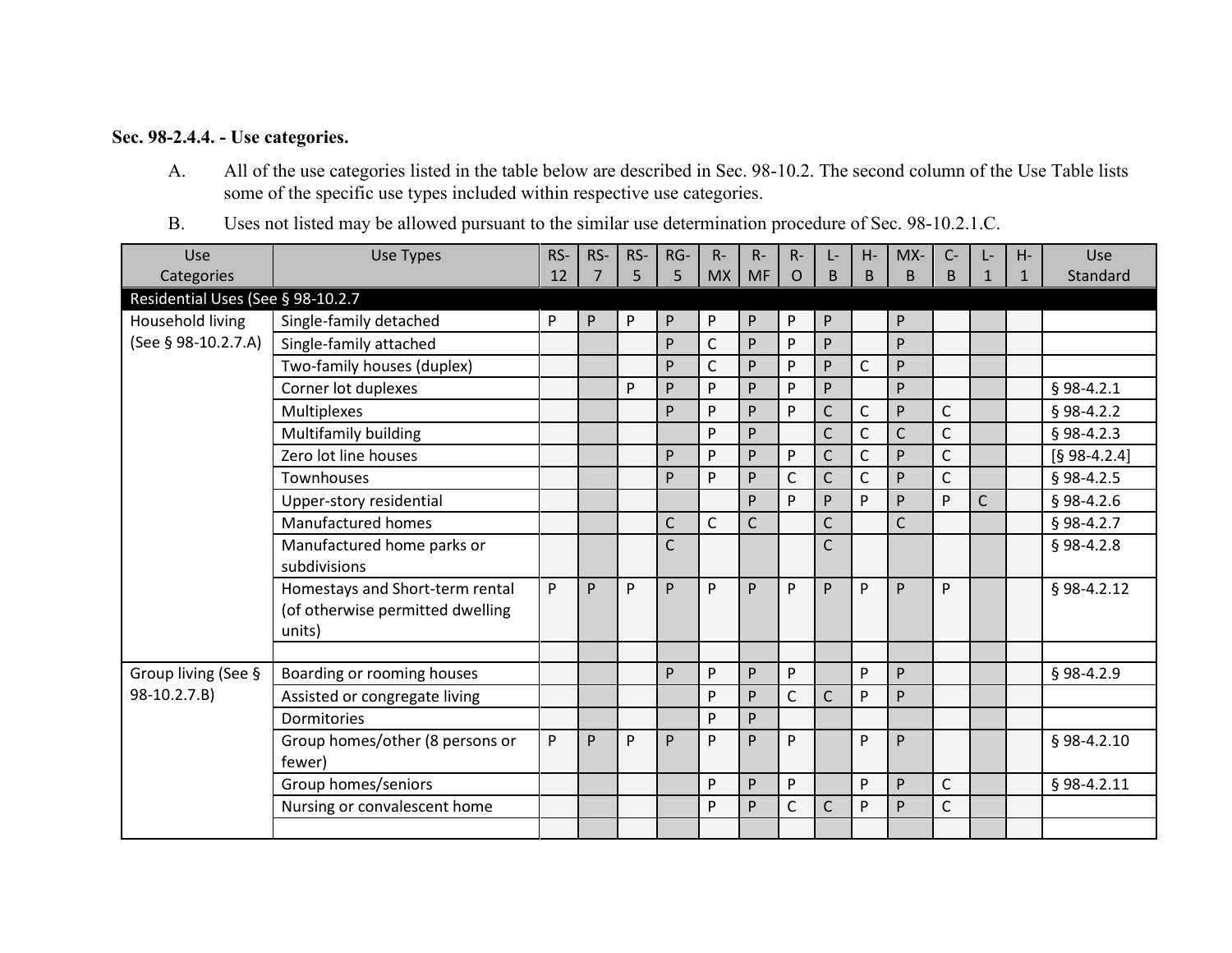### Sec. 98-2.4.4. - Use categories.

A. All of the use categories listed in the table below are described in Sec. 98-10.2. The second column of the Use Table lists some of the specific use types included within respective use categories.

B. Uses not listed may be allowed pursuant to the similar use determination procedure of Sec. 98-10.2.1.C.

| Use Categories | Use Types | RS-12 | RS-7 | RS-5 | RG-5 | R-MX | R-MF | R-O | L-B | H-B | MX-B | C-B | L-1 | H-1 | Use Standard |
|---|---|---|---|---|---|---|---|---|---|---|---|---|---|---|---|
| Residential Uses (See § 98-10.2.7 | | | | | | | | | | | | | | | |
| Household living (See § 98-10.2.7.A) | Single-family detached | P | P | P | P | P | P | P | P | | P | | | | |
| | Single-family attached | | | | P | C | P | P | P | | P | | | | |
| | Two-family houses (duplex) | | | | P | C | P | P | P | C | P | | | | |
| | Corner lot duplexes | | | P | P | P | P | P | P | | P | | | | § 98-4.2.1 |
| | Multiplexes | | | | P | P | P | P | C | C | P | C | | | § 98-4.2.2 |
| | Multifamily building | | | | | P | P | | C | C | C | C | | | § 98-4.2.3 |
| | Zero lot line houses | | | | P | P | P | P | C | C | P | C | | | [§ 98-4.2.4] |
| | Townhouses | | | | P | P | P | C | C | C | P | C | | | § 98-4.2.5 |
| | Upper-story residential | | | | | | P | P | P | P | P | P | C | | § 98-4.2.6 |
| | Manufactured homes | | | | C | C | C | | C | | C | | | | § 98-4.2.7 |
| | Manufactured home parks or subdivisions | | | | C | | | | C | | | | | | § 98-4.2.8 |
| | Homestays and Short-term rental (of otherwise permitted dwelling units) | P | P | P | P | P | P | P | P | P | P | P | | | § 98-4.2.12 |
| | | | | | | | | | | | | | | | |
| Group living (See § 98-10.2.7.B) | Boarding or rooming houses | | | | P | P | P | P | | P | P | | | | § 98-4.2.9 |
| | Assisted or congregate living | | | | | P | P | C | C | P | P | | | | |
| | Dormitories | | | | | P | P | | | | | | | | |
| | Group homes/other (8 persons or fewer) | P | P | P | P | P | P | P | | P | P | | | | § 98-4.2.10 |
| | Group homes/seniors | | | | | P | P | P | | P | P | C | | | § 98-4.2.11 |
| | Nursing or convalescent home | | | | | P | P | C | C | P | P | C | | | |
| | | | | | | | | | | | | | | | |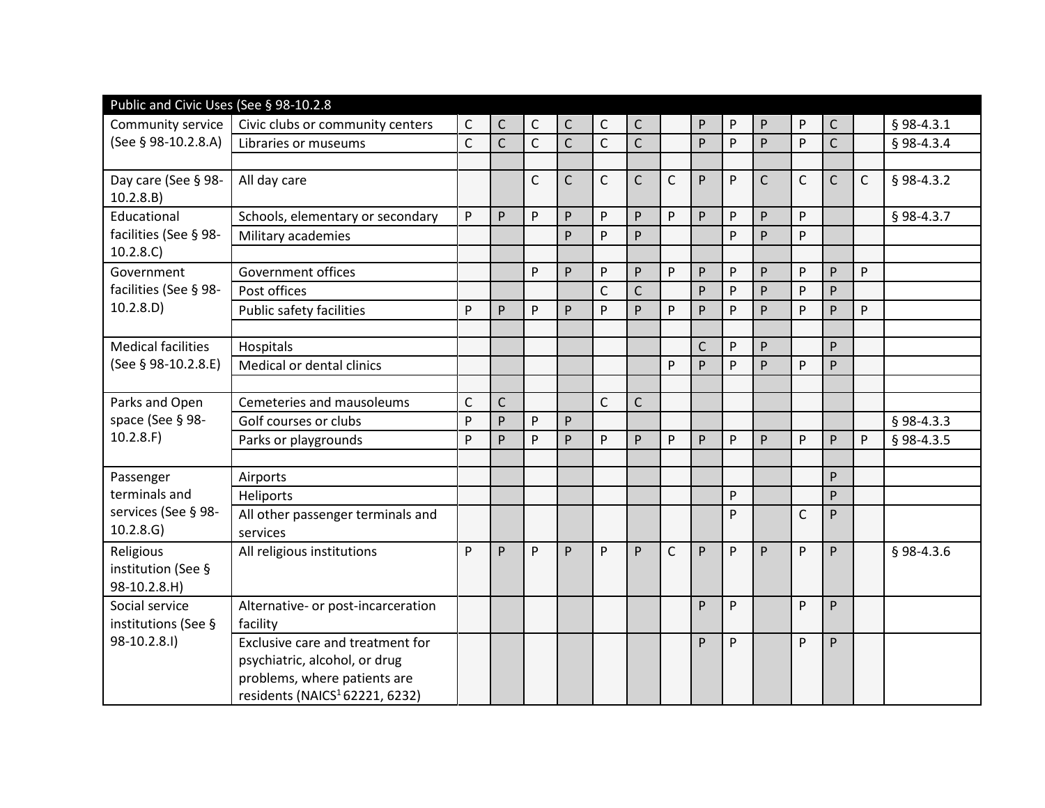| Public and Civic Uses (See § 98-10.2.8 | | | | | | | | | | | | | | | |
|---|---|---|---|---|---|---|---|---|---|---|---|---|---|---|---|
| Community service (See § 98-10.2.8.A) | Civic clubs or community centers | C | C | C | C | C | C | | P | P | P | P | C | | § 98-4.3.1 |
| | Libraries or museums | C | C | C | C | C | C | | P | P | P | P | C | | § 98-4.3.4 |
| | | | | | | | | | | | | | | | |
| Day care (See § 98-10.2.8.B) | All day care | | | C | C | C | C | C | P | P | C | C | C | C | § 98-4.3.2 |
| Educational facilities (See § 98-10.2.8.C) | Schools, elementary or secondary | P | P | P | P | P | P | P | P | P | P | P | | | § 98-4.3.7 |
| | Military academies | | | | P | P | P | | | P | P | P | | | |
| | | | | | | | | | | | | | | | |
| Government facilities (See § 98-10.2.8.D) | Government offices | | | P | P | P | P | P | P | P | P | P | P | P | |
| | Post offices | | | | | C | C | | P | P | P | P | P | | |
| | Public safety facilities | P | P | P | P | P | P | P | P | P | P | P | P | P | |
| | | | | | | | | | | | | | | | |
| Medical facilities (See § 98-10.2.8.E) | Hospitals | | | | | | | | C | P | P | | P | | |
| | Medical or dental clinics | | | | | | | P | P | P | P | P | P | | |
| | | | | | | | | | | | | | | | |
| Parks and Open space (See § 98-10.2.8.F) | Cemeteries and mausoleums | C | C | | | C | C | | | | | | | | |
| | Golf courses or clubs | P | P | P | P | | | | | | | | | | § 98-4.3.3 |
| | Parks or playgrounds | P | P | P | P | P | P | P | P | P | P | P | P | P | § 98-4.3.5 |
| | | | | | | | | | | | | | | | |
| Passenger terminals and services (See § 98-10.2.8.G) | Airports | | | | | | | | | | | | P | | |
| | Heliports | | | | | | | | | P | | | P | | |
| | All other passenger terminals and services | | | | | | | | | P | | C | P | | |
| Religious institution (See § 98-10.2.8.H) | All religious institutions | P | P | P | P | P | P | C | P | P | P | P | P | | § 98-4.3.6 |
| Social service institutions (See § 98-10.2.8.I) | Alternative- or post-incarceration facility | | | | | | | | P | P | | P | P | | |
| | Exclusive care and treatment for psychiatric, alcohol, or drug problems, where patients are residents (NAICS[1] 62221, 6232) | | | | | | | | P | P | | P | P | | |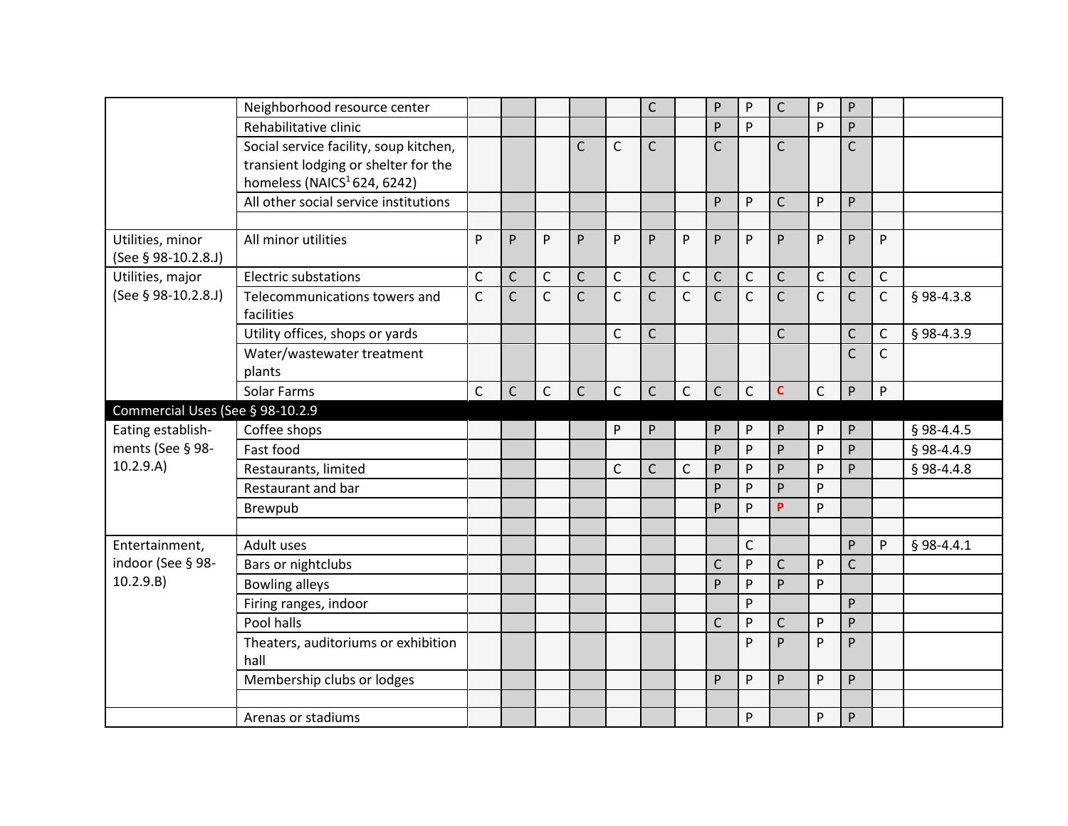| | | | | | | | | | | | | | | | |
|---|---|---|---|---|---|---|---|---|---|---|---|---|---|---|---|
| | Neighborhood resource center | | | | | | C | | P | P | C | P | P | | |
| | Rehabilitative clinic | | | | | | | | P | P | | P | P | | |
| | Social service facility, soup kitchen, transient lodging or shelter for the homeless (NAICS[1] 624, 6242) | | | | C | C | C | | C | | C | | C | | |
| | All other social service institutions | | | | | | | | P | P | C | P | P | | |
| | | | | | | | | | | | | | | | |
| Utilities, minor (See § 98-10.2.8.J) | All minor utilities | P | P | P | P | P | P | P | P | P | P | P | P | P | |
| Utilities, major (See § 98-10.2.8.J) | Electric substations | C | C | C | C | C | C | C | C | C | C | C | C | C | |
| | Telecommunications towers and facilities | C | C | C | C | C | C | C | C | C | C | C | C | C | § 98-4.3.8 |
| | Utility offices, shops or yards | | | | | C | C | | | | C | | C | C | § 98-4.3.9 |
| | Water/wastewater treatment plants | | | | | | | | | | | | C | C | |
| | Solar Farms | C | C | C | C | C | C | C | C | C | C | C | P | P | |
| **Commercial Uses (See § 98-10.2.9** | | | | | | | | | | | | | | | |
| Eating establish-ments (See § 98-10.2.9.A) | Coffee shops | | | | | P | P | | P | P | P | P | P | | § 98-4.4.5 |
| | Fast food | | | | | | | | P | P | P | P | P | | § 98-4.4.9 |
| | Restaurants, limited | | | | | C | C | C | P | P | P | P | P | | § 98-4.4.8 |
| | Restaurant and bar | | | | | | | | P | P | P | P | | | |
| | Brewpub | | | | | | | | P | P | P | P | | | |
| | | | | | | | | | | | | | | | |
| Entertainment, indoor (See § 98-10.2.9.B) | Adult uses | | | | | | | | | C | | | P | P | § 98-4.4.1 |
| | Bars or nightclubs | | | | | | | | C | P | C | P | C | | |
| | Bowling alleys | | | | | | | | P | P | P | P | | | |
| | Firing ranges, indoor | | | | | | | | | P | | | P | | |
| | Pool halls | | | | | | | | C | P | C | P | P | | |
| | Theaters, auditoriums or exhibition hall | | | | | | | | | P | P | P | P | | |
| | Membership clubs or lodges | | | | | | | | P | P | P | P | P | | |
| | | | | | | | | | | | | | | | |
| | Arenas or stadiums | | | | | | | | | P | | P | P | | |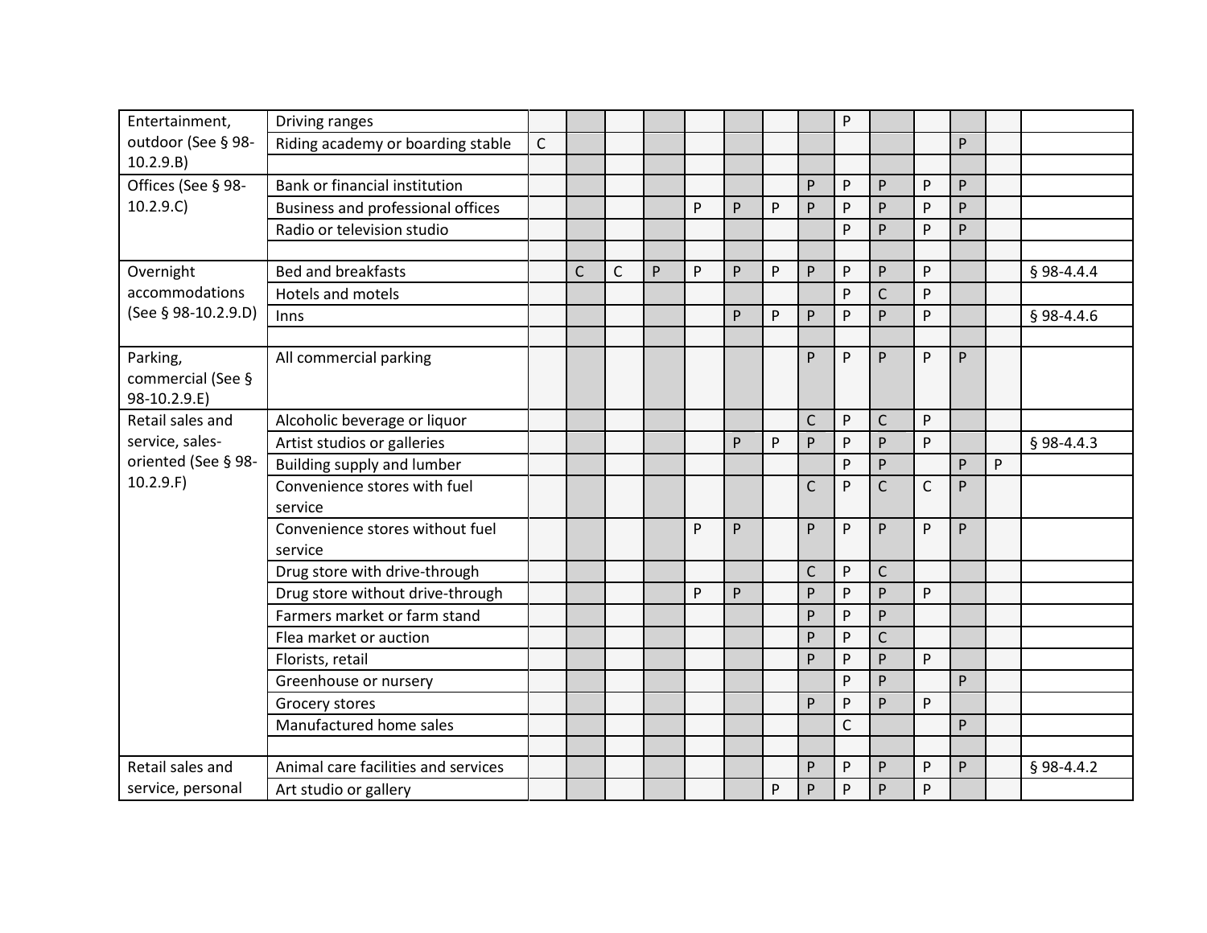| | | | | | | | | | | | | | | | |
|---|---|---|---|---|---|---|---|---|---|---|---|---|---|---|---|
| Entertainment, outdoor (See § 98-10.2.9.B) | Driving ranges | | | | | | | | | P | | | | | |
| | Riding academy or boarding stable | C | | | | | | | | | | | P | | |
| | | | | | | | | | | | | | | | |
| Offices (See § 98-10.2.9.C) | Bank or financial institution | | | | | | | | P | P | P | P | P | | |
| | Business and professional offices | | | | | P | P | P | P | P | P | P | P | | |
| | Radio or television studio | | | | | | | | | P | P | P | P | | |
| | | | | | | | | | | | | | | | |
| Overnight accommodations (See § 98-10.2.9.D) | Bed and breakfasts | | C | C | P | P | P | P | P | P | P | P | | | § 98-4.4.4 |
| | Hotels and motels | | | | | | | | | P | C | P | | | |
| | Inns | | | | | | P | P | P | P | P | P | | | § 98-4.4.6 |
| | | | | | | | | | | | | | | | |
| Parking, commercial (See § 98-10.2.9.E) | All commercial parking | | | | | | | | P | P | P | P | P | | |
| Retail sales and service, sales-oriented (See § 98-10.2.9.F) | Alcoholic beverage or liquor | | | | | | | | C | P | C | P | | | |
| | Artist studios or galleries | | | | | | P | P | P | P | P | P | | | § 98-4.4.3 |
| | Building supply and lumber | | | | | | | | | P | P | | P | P | |
| | Convenience stores with fuel service | | | | | | | | C | P | C | C | P | | |
| | Convenience stores without fuel service | | | | | P | P | | P | P | P | P | P | | |
| | Drug store with drive-through | | | | | | | | C | P | C | | | | |
| | Drug store without drive-through | | | | | P | P | | P | P | P | P | | | |
| | Farmers market or farm stand | | | | | | | | P | P | P | | | | |
| | Flea market or auction | | | | | | | | P | P | C | | | | |
| | Florists, retail | | | | | | | | P | P | P | P | | | |
| | Greenhouse or nursery | | | | | | | | | P | P | | P | | |
| | Grocery stores | | | | | | | | P | P | P | P | | | |
| | Manufactured home sales | | | | | | | | | C | | | P | | |
| | | | | | | | | | | | | | | | |
| Retail sales and service, personal | Animal care facilities and services | | | | | | | | P | P | P | P | P | | § 98-4.4.2 |
| | Art studio or gallery | | | | | | | P | P | P | P | P | | | |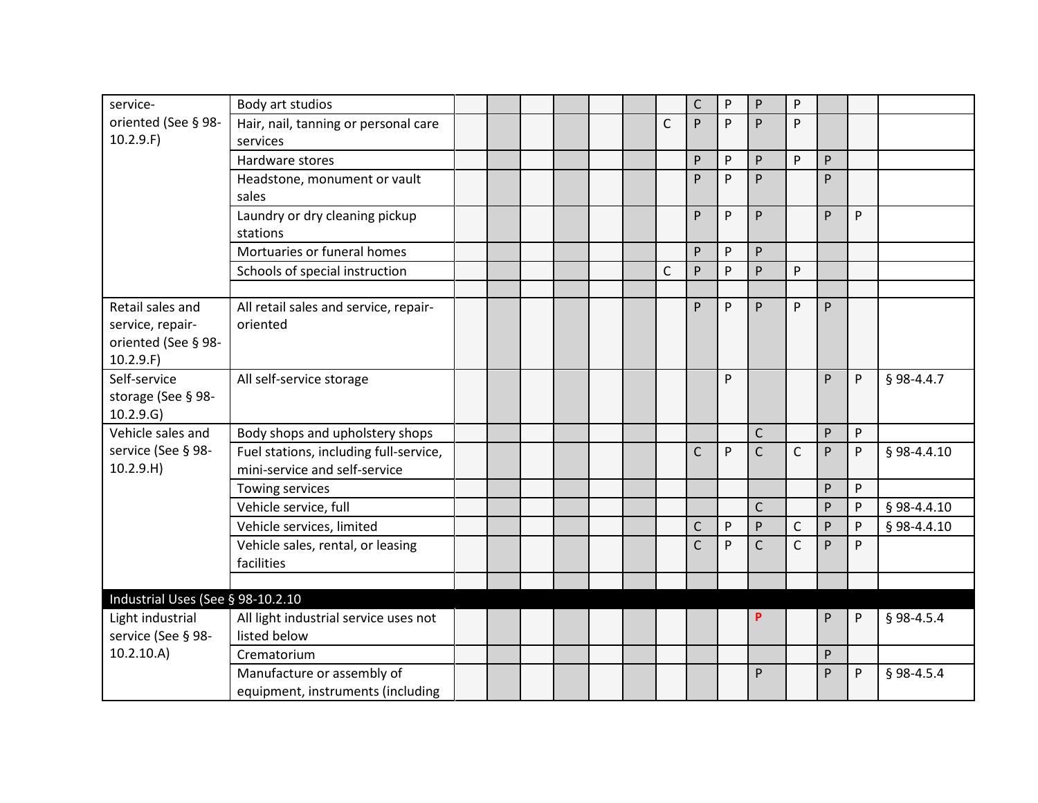| | | | | | | | | | | | | | | | |
|---|---|---|---|---|---|---|---|---|---|---|---|---|---|---|---|
| service-oriented (See § 98-10.2.9.F) | Body art studios | | | | | | | | C | P | P | P | | | |
| | Hair, nail, tanning or personal care services | | | | | | | C | P | P | P | P | | | |
| | Hardware stores | | | | | | | | P | P | P | P | P | | |
| | Headstone, monument or vault sales | | | | | | | | P | P | P | | P | | |
| | Laundry or dry cleaning pickup stations | | | | | | | | P | P | P | | P | P | |
| | Mortuaries or funeral homes | | | | | | | | P | P | P | | | | |
| | Schools of special instruction | | | | | | | C | P | P | P | P | | | |
| | | | | | | | | | | | | | | | |
| Retail sales and service, repair-oriented (See § 98-10.2.9.F) | All retail sales and service, repair-oriented | | | | | | | | P | P | P | P | P | | |
| Self-service storage (See § 98-10.2.9.G) | All self-service storage | | | | | | | | | P | | | P | P | § 98-4.4.7 |
| Vehicle sales and service (See § 98-10.2.9.H) | Body shops and upholstery shops | | | | | | | | | | C | | P | P | |
| | Fuel stations, including full-service, mini-service and self-service | | | | | | | | C | P | C | C | P | P | § 98-4.4.10 |
| | Towing services | | | | | | | | | | | | P | P | |
| | Vehicle service, full | | | | | | | | | | C | | P | P | § 98-4.4.10 |
| | Vehicle services, limited | | | | | | | | C | P | P | C | P | P | § 98-4.4.10 |
| | Vehicle sales, rental, or leasing facilities | | | | | | | | C | P | C | C | P | P | |
| | | | | | | | | | | | | | | | |
| **Industrial Uses (See § 98-10.2.10** | | | | | | | | | | | | | | | |
| Light industrial service (See § 98-10.2.10.A) | All light industrial service uses not listed below | | | | | | | | | | **P** | | P | P | § 98-4.5.4 |
| | Crematorium | | | | | | | | | | | | P | | |
| | Manufacture or assembly of equipment, instruments (including | | | | | | | | | | P | | P | P | § 98-4.5.4 |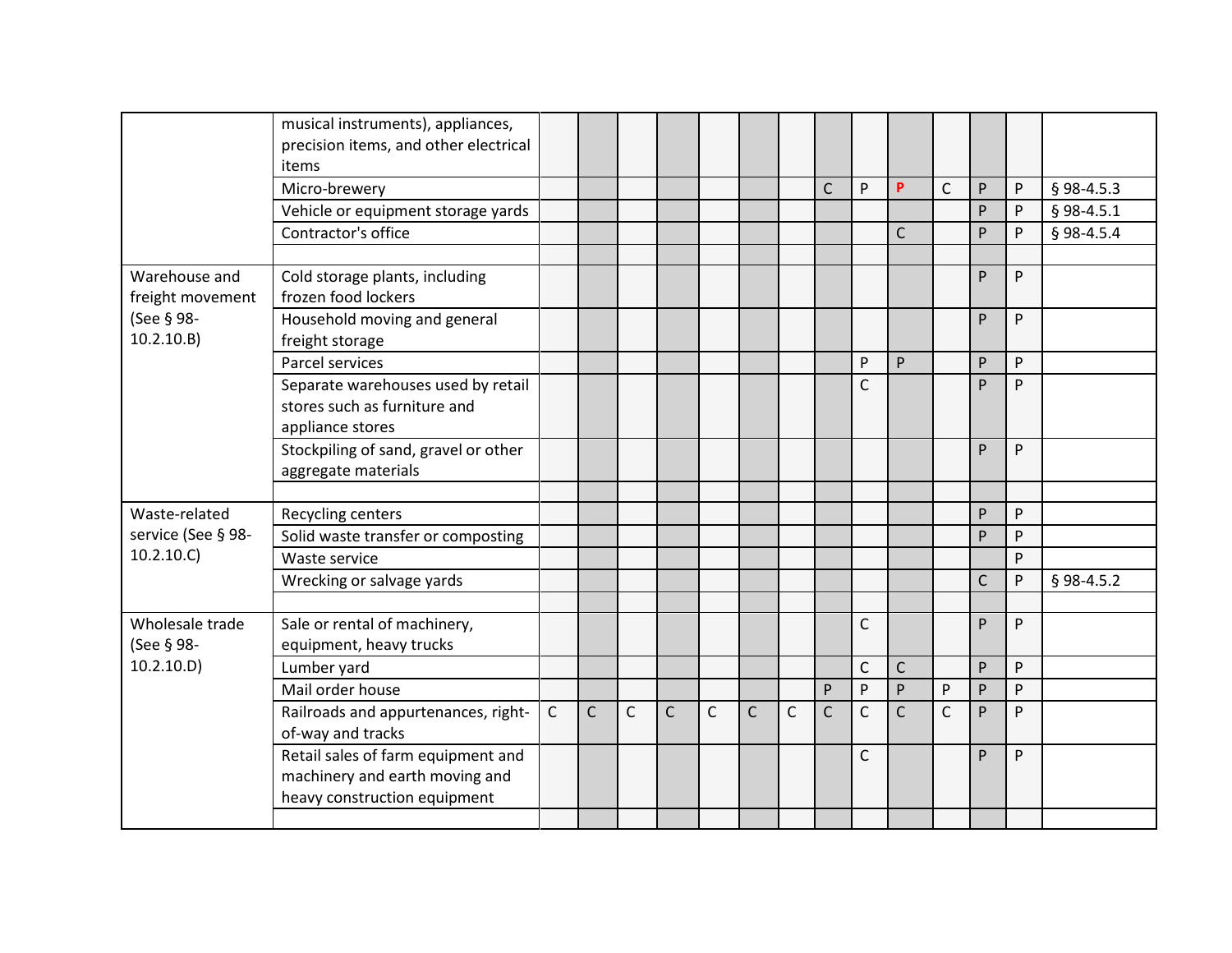| | | | | | | | | | | | | | | | |
|---|---|---|---|---|---|---|---|---|---|---|---|---|---|---|---|
| | musical instruments), appliances, precision items, and other electrical items | | | | | | | | | | | | | | |
| | Micro-brewery | | | | | | | | C | P | **P** | C | P | P | § 98-4.5.3 |
| | Vehicle or equipment storage yards | | | | | | | | | | | | P | P | § 98-4.5.1 |
| | Contractor's office | | | | | | | | | | C | | P | P | § 98-4.5.4 |
| | | | | | | | | | | | | | | | |
| Warehouse and freight movement (See § 98-10.2.10.B) | Cold storage plants, including frozen food lockers | | | | | | | | | | | | P | P | |
| | Household moving and general freight storage | | | | | | | | | | | | P | P | |
| | Parcel services | | | | | | | | | P | P | | P | P | |
| | Separate warehouses used by retail stores such as furniture and appliance stores | | | | | | | | | C | | | P | P | |
| | Stockpiling of sand, gravel or other aggregate materials | | | | | | | | | | | | P | P | |
| | | | | | | | | | | | | | | | |
| Waste-related service (See § 98-10.2.10.C) | Recycling centers | | | | | | | | | | | | P | P | |
| | Solid waste transfer or composting | | | | | | | | | | | | P | P | |
| | Waste service | | | | | | | | | | | | | P | |
| | Wrecking or salvage yards | | | | | | | | | | | | C | P | § 98-4.5.2 |
| | | | | | | | | | | | | | | | |
| Wholesale trade (See § 98-10.2.10.D) | Sale or rental of machinery, equipment, heavy trucks | | | | | | | | | C | | | P | P | |
| | Lumber yard | | | | | | | | | C | C | | P | P | |
| | Mail order house | | | | | | | | P | P | P | P | P | P | |
| | Railroads and appurtenances, right-of-way and tracks | C | C | C | C | C | C | C | C | C | C | C | P | P | |
| | Retail sales of farm equipment and machinery and earth moving and heavy construction equipment | | | | | | | | | C | | | P | P | |
| | | | | | | | | | | | | | | | |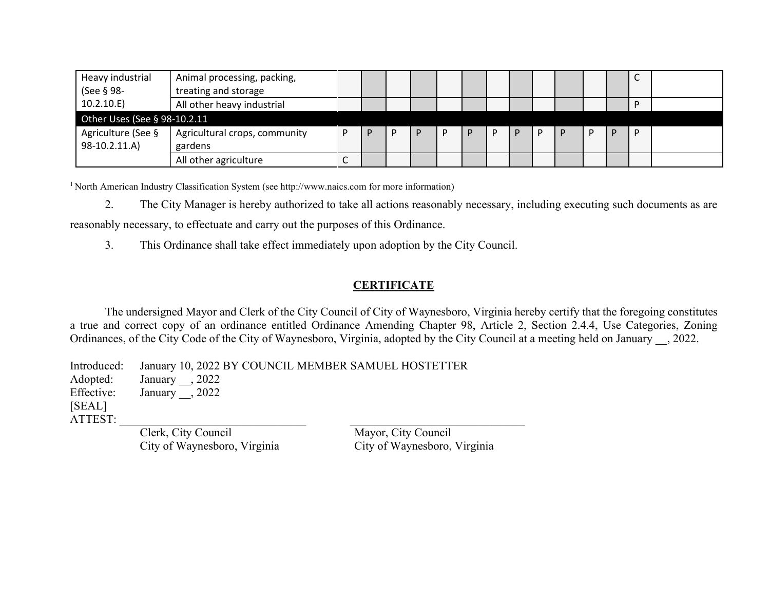| | | | | | | | | | | | | | | | |
|---|---|---|---|---|---|---|---|---|---|---|---|---|---|---|---|
| Heavy industrial (See § 98-10.2.10.E) | Animal processing, packing, treating and storage | | | | | | | | | | | | | C | |
| | All other heavy industrial | | | | | | | | | | | | | P | |
| Other Uses (See § 98-10.2.11 | | | | | | | | | | | | | | | |
| Agriculture (See § 98-10.2.11.A) | Agricultural crops, community gardens | P | P | P | P | P | P | P | P | P | P | P | P | P | |
| | All other agriculture | C | | | | | | | | | | | | | |

[1] North American Industry Classification System (see http://www.naics.com for more information)

2. The City Manager is hereby authorized to take all actions reasonably necessary, including executing such documents as are reasonably necessary, to effectuate and carry out the purposes of this Ordinance.

3. This Ordinance shall take effect immediately upon adoption by the City Council.

## CERTIFICATE

The undersigned Mayor and Clerk of the City Council of City of Waynesboro, Virginia hereby certify that the foregoing constitutes a true and correct copy of an ordinance entitled Ordinance Amending Chapter 98, Article 2, Section 2.4.4, Use Categories, Zoning Ordinances, of the City Code of the City of Waynesboro, Virginia, adopted by the City Council at a meeting held on January __, 2022.

Introduced: January 10, 2022 BY COUNCIL MEMBER SAMUEL HOSTETTER
Adopted: January __, 2022
Effective: January __, 2022
[SEAL]
ATTEST: ________________________________ ______________________________

Clerk, City Council
City of Waynesboro, Virginia

Mayor, City Council
City of Waynesboro, Virginia